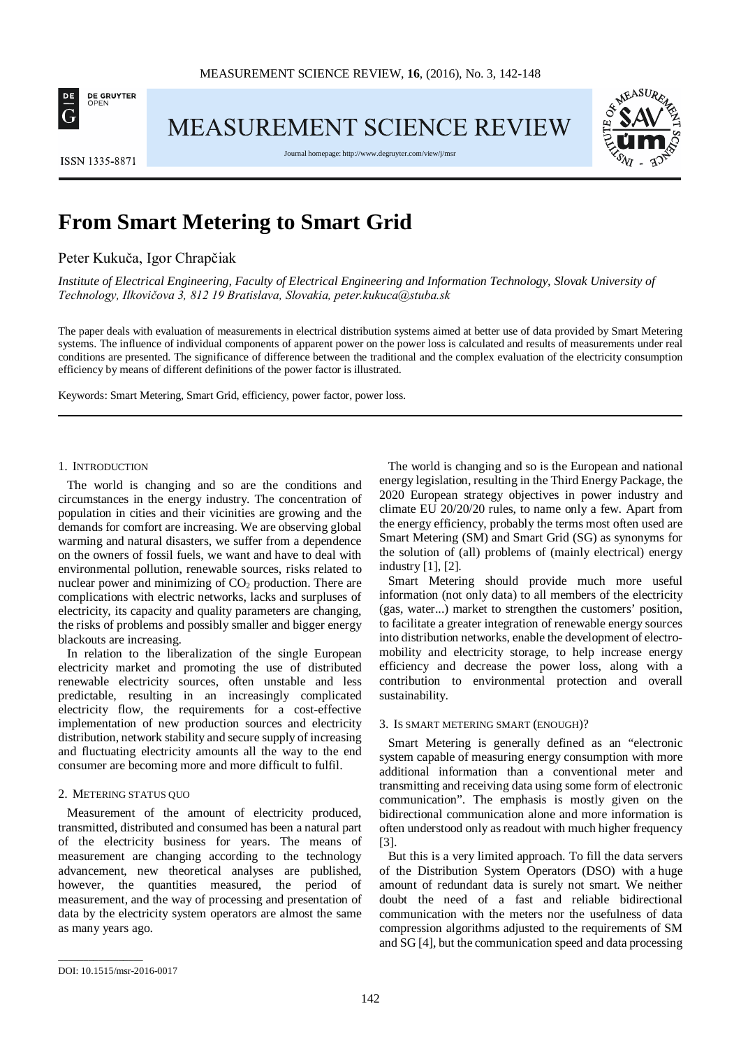# From Smart Metering to Smart Grid

Peter Kukuča, Igor Chrapčiak

*Institute of Electrical Engineering, Faculty of Electrical Engineering and Information Technology, Slovak University of Technology, Ilkovičova 3, 812 19 Bratislava, Slovakia, peter.kukuca@stuba.sk*

The paper deals with evaluation of measurements in electrical distribution systems aimed at better use of data provided by Smart Metering systems. The influence of individual components of apparent power on the power loss is calculated and results of measurements under real conditions are presented. The significance of difference between the traditional and the complex evaluation of the electricity consumption efficiency by means of different definitions of the power factor is illustrated.

Keywords: Smart Metering, Smart Grid, efficiency, power factor, power loss.

## 1. Introduction

The world is changing and so are the conditions and circumstances in the energy industry. The concentration of population in cities and their vicinities are growing and the demands for comfort are increasing. We are observing global warming and natural disasters, we suffer from a dependence on the owners of fossil fuels, we want and have to deal with environmental pollution, renewable sources, risks related to nuclear power and minimizing of $CO_2$ production. There are complications with electric networks, lacks and surpluses of electricity, its capacity and quality parameters are changing, the risks of problems and possibly smaller and bigger energy blackouts are increasing.

In relation to the liberalization of the single European electricity market and promoting the use of distributed renewable electricity sources, often unstable and less predictable, resulting in an increasingly complicated electricity flow, the requirements for a cost-effective implementation of new production sources and electricity distribution, network stability and secure supply of increasing and fluctuating electricity amounts all the way to the end consumer are becoming more and more difficult to fulfil.

## 2. Metering status quo

Measurement of the amount of electricity produced, transmitted, distributed and consumed has been a natural part of the electricity business for years. The means of measurement are changing according to the technology advancement, new theoretical analyses are published, however, the quantities measured, the period of measurement, and the way of processing and presentation of data by the electricity system operators are almost the same as many years ago.

The world is changing and so is the European and national energy legislation, resulting in the Third Energy Package, the 2020 European strategy objectives in power industry and climate EU 20/20/20 rules, to name only a few. Apart from the energy efficiency, probably the terms most often used are Smart Metering (SM) and Smart Grid (SG) as synonyms for the solution of (all) problems of (mainly electrical) energy industry [1], [2].

Smart Metering should provide much more useful information (not only data) to all members of the electricity (gas, water...) market to strengthen the customers' position, to facilitate a greater integration of renewable energy sources into distribution networks, enable the development of electro-mobility and electricity storage, to help increase energy efficiency and decrease the power loss, along with a contribution to environmental protection and overall sustainability.

## 3. Is smart metering smart (enough)?

Smart Metering is generally defined as an "electronic system capable of measuring energy consumption with more additional information than a conventional meter and transmitting and receiving data using some form of electronic communication". The emphasis is mostly given on the bidirectional communication alone and more information is often understood only as readout with much higher frequency [3].

But this is a very limited approach. To fill the data servers of the Distribution System Operators (DSO) with a huge amount of redundant data is surely not smart. We neither doubt the need of a fast and reliable bidirectional communication with the meters nor the usefulness of data compression algorithms adjusted to the requirements of SM and SG [4], but the communication speed and data processing

DOI: 10.1515/msr-2016-0017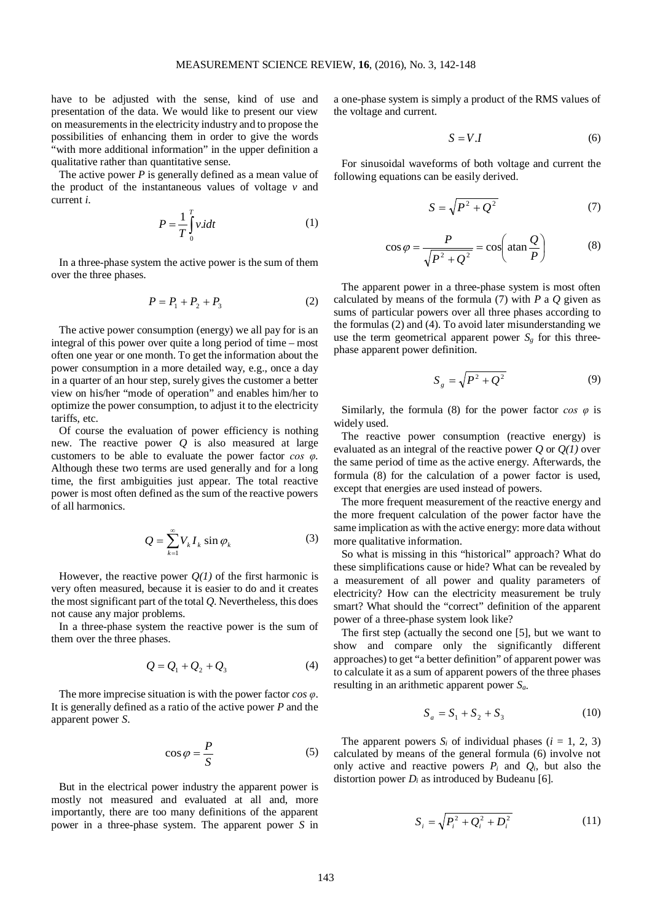have to be adjusted with the sense, kind of use and presentation of the data. We would like to present our view on measurements in the electricity industry and to propose the possibilities of enhancing them in order to give the words "with more additional information" in the upper definition a qualitative rather than quantitative sense.

The active power $P$ is generally defined as a mean value of the product of the instantaneous values of voltage $v$ and current $i$.

$$P = \frac{1}{T}\int_{0}^{T} v.i dt \tag{1}$$

In a three-phase system the active power is the sum of them over the three phases.

$$P = P_1 + P_2 + P_3 \tag{2}$$

The active power consumption (energy) we all pay for is an integral of this power over quite a long period of time – most often one year or one month. To get the information about the power consumption in a more detailed way, e.g., once a day in a quarter of an hour step, surely gives the customer a better view on his/her "mode of operation" and enables him/her to optimize the power consumption, to adjust it to the electricity tariffs, etc.

Of course the evaluation of power efficiency is nothing new. The reactive power $Q$ is also measured at large customers to be able to evaluate the power factor $\cos \varphi$. Although these two terms are used generally and for a long time, the first ambiguities just appear. The total reactive power is most often defined as the sum of the reactive powers of all harmonics.

$$Q = \sum_{k=1}^{\infty} V_k I_k \sin \varphi_k \tag{3}$$

However, the reactive power $Q(1)$ of the first harmonic is very often measured, because it is easier to do and it creates the most significant part of the total $Q$. Nevertheless, this does not cause any major problems.

In a three-phase system the reactive power is the sum of them over the three phases.

$$Q = Q_1 + Q_2 + Q_3 \tag{4}$$

The more imprecise situation is with the power factor $\cos \varphi$. It is generally defined as a ratio of the active power $P$ and the apparent power $S$.

$$\cos\varphi = \frac{P}{S} \tag{5}$$

But in the electrical power industry the apparent power is mostly not measured and evaluated at all and, more importantly, there are too many definitions of the apparent power in a three-phase system. The apparent power $S$ in a one-phase system is simply a product of the RMS values of the voltage and current.

$$S = V.I \tag{6}$$

For sinusoidal waveforms of both voltage and current the following equations can be easily derived.

$$S = \sqrt{P^2 + Q^2} \tag{7}$$

$$\cos\varphi = \frac{P}{\sqrt{P^2 + Q^2}} = \cos\left(\operatorname{atan}\frac{Q}{P}\right) \tag{8}$$

The apparent power in a three-phase system is most often calculated by means of the formula (7) with $P$ a $Q$ given as sums of particular powers over all three phases according to the formulas (2) and (4). To avoid later misunderstanding we use the term geometrical apparent power $S_g$ for this three-phase apparent power definition.

$$S_g = \sqrt{P^2 + Q^2} \tag{9}$$

Similarly, the formula (8) for the power factor $\cos \varphi$ is widely used.

The reactive power consumption (reactive energy) is evaluated as an integral of the reactive power $Q$ or $Q(1)$ over the same period of time as the active energy. Afterwards, the formula (8) for the calculation of a power factor is used, except that energies are used instead of powers.

The more frequent measurement of the reactive energy and the more frequent calculation of the power factor have the same implication as with the active energy: more data without more qualitative information.

So what is missing in this "historical" approach? What do these simplifications cause or hide? What can be revealed by a measurement of all power and quality parameters of electricity? How can the electricity measurement be truly smart? What should the "correct" definition of the apparent power of a three-phase system look like?

The first step (actually the second one [5], but we want to show and compare only the significantly different approaches) to get "a better definition" of apparent power was to calculate it as a sum of apparent powers of the three phases resulting in an arithmetic apparent power $S_a$.

$$S_a = S_1 + S_2 + S_3 \tag{10}$$

The apparent powers $S_i$ of individual phases ($i$ = 1, 2, 3) calculated by means of the general formula (6) involve not only active and reactive powers $P_i$ and $Q_i$, but also the distortion power $D_i$ as introduced by Budeanu [6].

$$S_i = \sqrt{P_i^2 + Q_i^2 + D_i^2} \tag{11}$$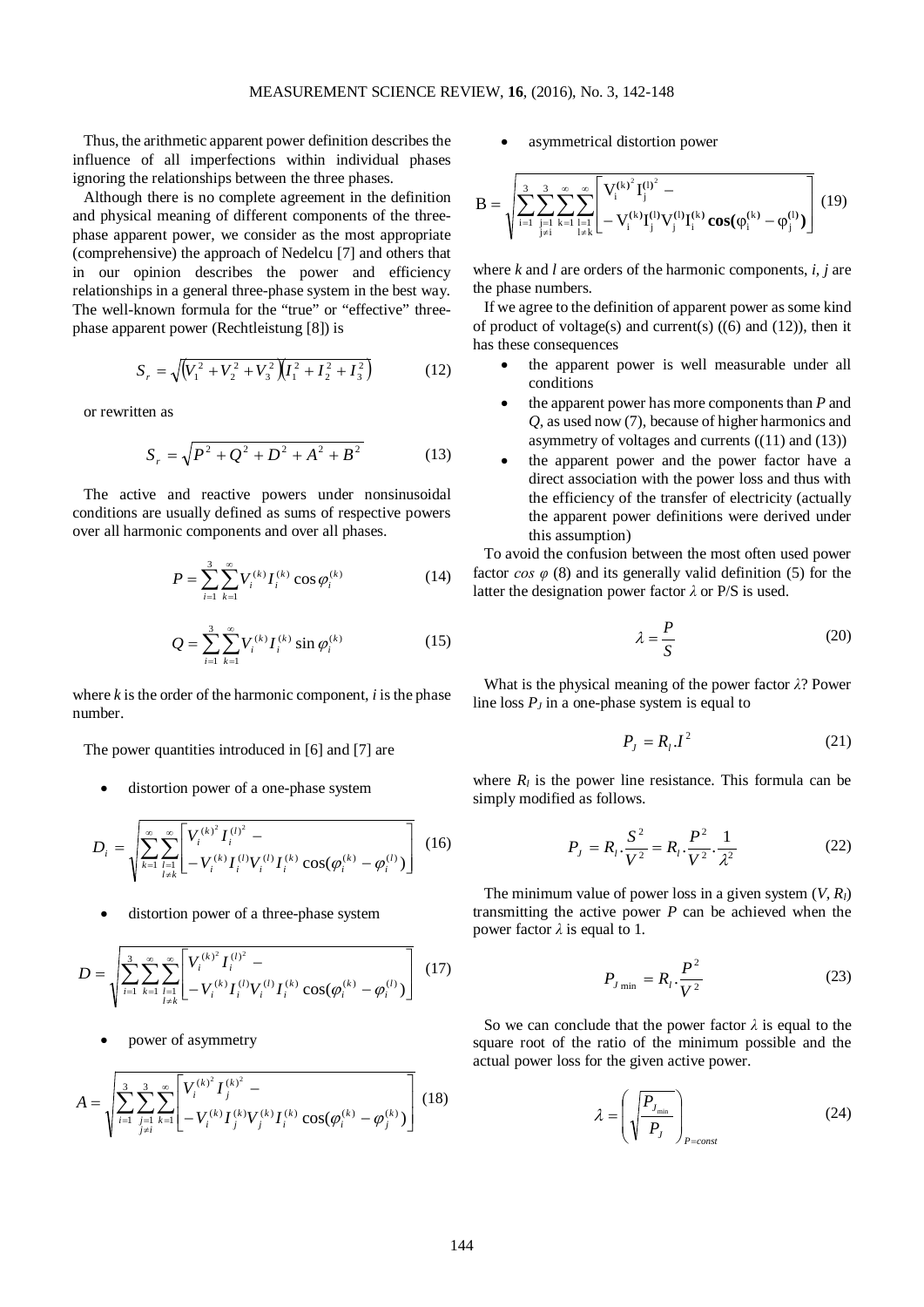Thus, the arithmetic apparent power definition describes the influence of all imperfections within individual phases ignoring the relationships between the three phases.

Although there is no complete agreement in the definition and physical meaning of different components of the three-phase apparent power, we consider as the most appropriate (comprehensive) the approach of Nedelcu [7] and others that in our opinion describes the power and efficiency relationships in a general three-phase system in the best way. The well-known formula for the "true" or "effective" three-phase apparent power (Rechtleistung [8]) is

$$S_r = \sqrt{\left(V_1^2 + V_2^2 + V_3^2\right)\left(I_1^2 + I_2^2 + I_3^2\right)} \tag{12}$$

or rewritten as

$$S_r = \sqrt{P^2 + Q^2 + D^2 + A^2 + B^2} \tag{13}$$

The active and reactive powers under nonsinusoidal conditions are usually defined as sums of respective powers over all harmonic components and over all phases.

$$P = \sum_{i=1}^{3}\sum_{k=1}^{\infty} V_i^{(k)} I_i^{(k)} \cos\varphi_i^{(k)} \tag{14}$$

$$Q = \sum_{i=1}^{3}\sum_{k=1}^{\infty} V_i^{(k)} I_i^{(k)} \sin\varphi_i^{(k)} \tag{15}$$

where $k$ is the order of the harmonic component, $i$ is the phase number.

The power quantities introduced in [6] and [7] are

- distortion power of a one-phase system

$$D_i = \sqrt{\sum_{k=1}^{\infty}\sum_{\substack{l=1 \\ l\neq k}}^{\infty} \left[ \begin{array}{l} {V_i^{(k)}}^2 {I_i^{(l)}}^2 - \\ - V_i^{(k)} I_i^{(l)} V_i^{(l)} I_i^{(k)} \cos(\varphi_i^{(k)} - \varphi_i^{(l)}) \end{array} \right]} \tag{16}$$

- distortion power of a three-phase system

$$D = \sqrt{\sum_{i=1}^{3}\sum_{k=1}^{\infty}\sum_{\substack{l=1 \\ l\neq k}}^{\infty} \left[ \begin{array}{l} {V_i^{(k)}}^2 {I_i^{(l)}}^2 - \\ - V_i^{(k)} I_i^{(l)} V_i^{(l)} I_i^{(k)} \cos(\varphi_i^{(k)} - \varphi_i^{(l)}) \end{array} \right]} \tag{17}$$

- power of asymmetry

$$A = \sqrt{\sum_{i=1}^{3}\sum_{\substack{j=1 \\ j\neq i}}^{3}\sum_{k=1}^{\infty} \left[ \begin{array}{l} {V_i^{(k)}}^2 {I_j^{(k)}}^2 - \\ - V_i^{(k)} I_j^{(k)} V_j^{(k)} I_i^{(k)} \cos(\varphi_i^{(k)} - \varphi_j^{(k)}) \end{array} \right]} \tag{18}$$

- asymmetrical distortion power

$$B = \sqrt{\sum_{i=1}^{3}\sum_{\substack{j=1 \\ j\neq i}}^{3}\sum_{k=1}^{\infty}\sum_{\substack{l=1 \\ l\neq k}}^{\infty} \left[ \begin{array}{l} {V_i^{(k)}}^2 {I_j^{(l)}}^2 - \\ - V_i^{(k)} I_j^{(l)} V_j^{(l)} I_i^{(k)} \cos(\varphi_i^{(k)} - \varphi_j^{(l)}) \end{array} \right]} \tag{19}$$

where $k$ and $l$ are orders of the harmonic components, $i$, $j$ are the phase numbers.

If we agree to the definition of apparent power as some kind of product of voltage(s) and current(s) ((6) and (12)), then it has these consequences

- the apparent power is well measurable under all conditions
- the apparent power has more components than $P$ and $Q$, as used now (7), because of higher harmonics and asymmetry of voltages and currents ((11) and (13))
- the apparent power and the power factor have a direct association with the power loss and thus with the efficiency of the transfer of electricity (actually the apparent power definitions were derived under this assumption)

To avoid the confusion between the most often used power factor $\cos\varphi$ (8) and its generally valid definition (5) for the latter the designation power factor $\lambda$ or P/S is used.

$$\lambda = \frac{P}{S} \tag{20}$$

What is the physical meaning of the power factor $\lambda$? Power line loss $P_J$ in a one-phase system is equal to

$$P_J = R_l . I^2 \tag{21}$$

where $R_l$ is the power line resistance. This formula can be simply modified as follows.

$$P_J = R_l . \frac{S^2}{V^2} = R_l . \frac{P^2}{V^2} . \frac{1}{\lambda^2} \tag{22}$$

The minimum value of power loss in a given system ($V$, $R_l$) transmitting the active power $P$ can be achieved when the power factor $\lambda$ is equal to 1.

$$P_{J\min} = R_l . \frac{P^2}{V^2} \tag{23}$$

So we can conclude that the power factor $\lambda$ is equal to the square root of the ratio of the minimum possible and the actual power loss for the given active power.

$$\lambda = \left(\sqrt{\frac{P_{J_{\min}}}{P_J}}\right)_{P=const} \tag{24}$$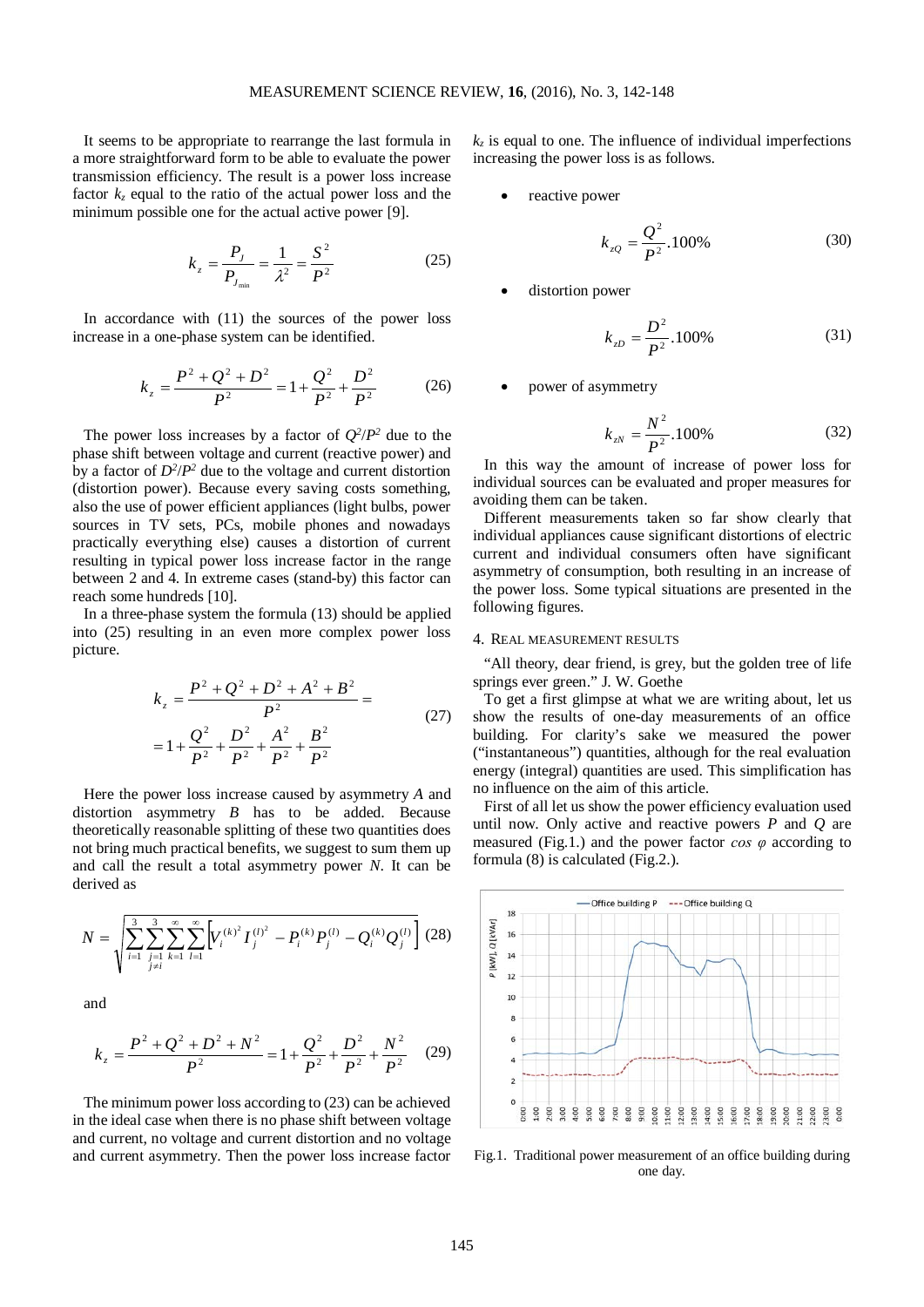It seems to be appropriate to rearrange the last formula in a more straightforward form to be able to evaluate the power transmission efficiency. The result is a power loss increase factor $k_z$ equal to the ratio of the actual power loss and the minimum possible one for the actual active power [9].

$$k_z = \frac{P_J}{P_{J_{\min}}} = \frac{1}{\lambda^2} = \frac{S^2}{P^2} \tag{25}$$

In accordance with (11) the sources of the power loss increase in a one-phase system can be identified.

$$k_z = \frac{P^2 + Q^2 + D^2}{P^2} = 1 + \frac{Q^2}{P^2} + \frac{D^2}{P^2} \tag{26}$$

The power loss increases by a factor of $Q^2/P^2$ due to the phase shift between voltage and current (reactive power) and by a factor of $D^2/P^2$ due to the voltage and current distortion (distortion power). Because every saving costs something, also the use of power efficient appliances (light bulbs, power sources in TV sets, PCs, mobile phones and nowadays practically everything else) causes a distortion of current resulting in typical power loss increase factor in the range between 2 and 4. In extreme cases (stand-by) this factor can reach some hundreds [10].

In a three-phase system the formula (13) should be applied into (25) resulting in an even more complex power loss picture.

$$\begin{aligned} k_z &= \frac{P^2 + Q^2 + D^2 + A^2 + B^2}{P^2} = \\ &= 1 + \frac{Q^2}{P^2} + \frac{D^2}{P^2} + \frac{A^2}{P^2} + \frac{B^2}{P^2} \end{aligned} \tag{27}$$

Here the power loss increase caused by asymmetry $A$ and distortion asymmetry $B$ has to be added. Because theoretically reasonable splitting of these two quantities does not bring much practical benefits, we suggest to sum them up and call the result a total asymmetry power $N$. It can be derived as

$$N = \sqrt{\sum_{i=1}^{3} \sum_{\substack{j=1 \\ j \neq i}}^{3} \sum_{k=1}^{\infty} \sum_{l=1}^{\infty} \left[ {V_i^{(k)}}^2 {I_j^{(l)}}^2 - P_i^{(k)} P_j^{(l)} - Q_i^{(k)} Q_j^{(l)} \right]} \tag{28}$$

and

$$k_z = \frac{P^2 + Q^2 + D^2 + N^2}{P^2} = 1 + \frac{Q^2}{P^2} + \frac{D^2}{P^2} + \frac{N^2}{P^2} \tag{29}$$

The minimum power loss according to (23) can be achieved in the ideal case when there is no phase shift between voltage and current, no voltage and current distortion and no voltage and current asymmetry. Then the power loss increase factor $k_z$ is equal to one. The influence of individual imperfections increasing the power loss is as follows.

- reactive power

$$k_{zQ} = \frac{Q^2}{P^2}.100\% \tag{30}$$

- distortion power

$$k_{zD} = \frac{D^2}{P^2}.100\% \tag{31}$$

- power of asymmetry

$$k_{zN} = \frac{N^2}{P^2}.100\% \tag{32}$$

In this way the amount of increase of power loss for individual sources can be evaluated and proper measures for avoiding them can be taken.

Different measurements taken so far show clearly that individual appliances cause significant distortions of electric current and individual consumers often have significant asymmetry of consumption, both resulting in an increase of the power loss. Some typical situations are presented in the following figures.

## 4. Real measurement results

"All theory, dear friend, is grey, but the golden tree of life springs ever green." J. W. Goethe

To get a first glimpse at what we are writing about, let us show the results of one-day measurements of an office building. For clarity's sake we measured the power ("instantaneous") quantities, although for the real evaluation energy (integral) quantities are used. This simplification has no influence on the aim of this article.

First of all let us show the power efficiency evaluation used until now. Only active and reactive powers $P$ and $Q$ are measured (Fig.1.) and the power factor $\cos\varphi$ according to formula (8) is calculated (Fig.2.).

Fig.1. Traditional power measurement of an office building during one day.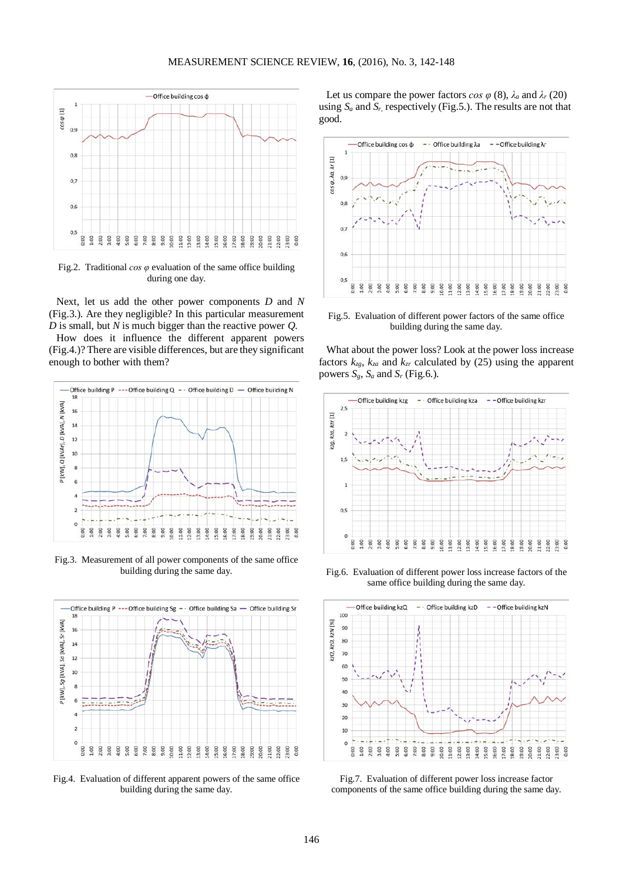Fig.2. Traditional $\cos \varphi$ evaluation of the same office building during one day.

Next, let us add the other power components $D$ and $N$ (Fig.3.). Are they negligible? In this particular measurement $D$ is small, but $N$ is much bigger than the reactive power $Q$.

How does it influence the different apparent powers (Fig.4.)? There are visible differences, but are they significant enough to bother with them?

Fig.3. Measurement of all power components of the same office building during the same day.

Fig.4. Evaluation of different apparent powers of the same office building during the same day.

Let us compare the power factors $\cos \varphi$ (8), $\lambda_a$ and $\lambda_r$ (20) using $S_a$ and $S_r$, respectively (Fig.5.). The results are not that good.

Fig.5. Evaluation of different power factors of the same office building during the same day.

What about the power loss? Look at the power loss increase factors $k_{zg}$, $k_{za}$ and $k_{zr}$ calculated by (25) using the apparent powers $S_g$, $S_a$ and $S_r$ (Fig.6.).

Fig.6. Evaluation of different power loss increase factors of the same office building during the same day.

Fig.7. Evaluation of different power loss increase factor components of the same office building during the same day.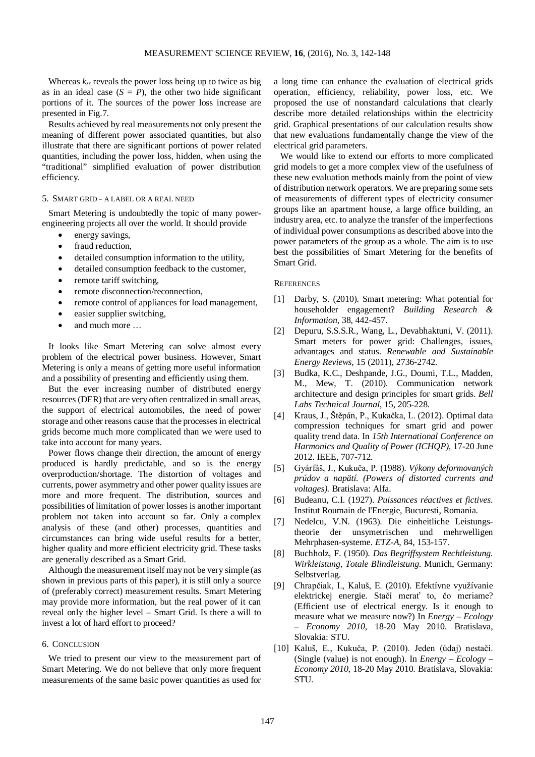Whereas $k_{zr}$ reveals the power loss being up to twice as big as in an ideal case ($S = P$), the other two hide significant portions of it. The sources of the power loss increase are presented in Fig.7.

Results achieved by real measurements not only present the meaning of different power associated quantities, but also illustrate that there are significant portions of power related quantities, including the power loss, hidden, when using the "traditional" simplified evaluation of power distribution efficiency.

## 5. Smart grid - a label or a real need

Smart Metering is undoubtedly the topic of many power-engineering projects all over the world. It should provide

- energy savings,
- fraud reduction,
- detailed consumption information to the utility,
- detailed consumption feedback to the customer,
- remote tariff switching,
- remote disconnection/reconnection,
- remote control of appliances for load management,
- easier supplier switching,
- and much more …

It looks like Smart Metering can solve almost every problem of the electrical power business. However, Smart Metering is only a means of getting more useful information and a possibility of presenting and efficiently using them.

But the ever increasing number of distributed energy resources (DER) that are very often centralized in small areas, the support of electrical automobiles, the need of power storage and other reasons cause that the processes in electrical grids become much more complicated than we were used to take into account for many years.

Power flows change their direction, the amount of energy produced is hardly predictable, and so is the energy overproduction/shortage. The distortion of voltages and currents, power asymmetry and other power quality issues are more and more frequent. The distribution, sources and possibilities of limitation of power losses is another important problem not taken into account so far. Only a complex analysis of these (and other) processes, quantities and circumstances can bring wide useful results for a better, higher quality and more efficient electricity grid. These tasks are generally described as a Smart Grid.

Although the measurement itself may not be very simple (as shown in previous parts of this paper), it is still only a source of (preferably correct) measurement results. Smart Metering may provide more information, but the real power of it can reveal only the higher level – Smart Grid. Is there a will to invest a lot of hard effort to proceed?

## 6. Conclusion

We tried to present our view to the measurement part of Smart Metering. We do not believe that only more frequent measurements of the same basic power quantities as used for a long time can enhance the evaluation of electrical grids operation, efficiency, reliability, power loss, etc. We proposed the use of nonstandard calculations that clearly describe more detailed relationships within the electricity grid. Graphical presentations of our calculation results show that new evaluations fundamentally change the view of the electrical grid parameters.

We would like to extend our efforts to more complicated grid models to get a more complex view of the usefulness of these new evaluation methods mainly from the point of view of distribution network operators. We are preparing some sets of measurements of different types of electricity consumer groups like an apartment house, a large office building, an industry area, etc. to analyze the transfer of the imperfections of individual power consumptions as described above into the power parameters of the group as a whole. The aim is to use best the possibilities of Smart Metering for the benefits of Smart Grid.

## References

[1] Darby, S. (2010). Smart metering: What potential for householder engagement? *Building Research & Information*, 38, 442-457.

[2] Depuru, S.S.S.R., Wang, L., Devabhaktuni, V. (2011). Smart meters for power grid: Challenges, issues, advantages and status. *Renewable and Sustainable Energy Reviews*, 15 (2011), 2736-2742.

[3] Budka, K.C., Deshpande, J.G., Doumi, T.L., Madden, M., Mew, T. (2010). Communication network architecture and design principles for smart grids. *Bell Labs Technical Journal*, 15, 205-228.

[4] Kraus, J., Štěpán, P., Kukačka, L. (2012). Optimal data compression techniques for smart grid and power quality trend data. In *15th International Conference on Harmonics and Quality of Power (ICHQP)*, 17-20 June 2012. IEEE, 707-712.

[5] Gyárfáš, J., Kukuča, P. (1988). *Výkony deformovaných prúdov a napätí. (Powers of distorted currents and voltages).* Bratislava: Alfa.

[6] Budeanu, C.I. (1927). *Puissances réactives et fictives*. Institut Roumain de l'Energie, Bucuresti, Romania.

[7] Nedelcu, V.N. (1963). Die einheitliche Leistungstheorie der unsymetrischen und mehrwelligen Mehrphasen-systeme. *ETZ-A*, 84, 153-157.

[8] Buchholz, F. (1950). *Das Begriffsystem Rechtleistung. Wirkleistung, Totale Blindleistung.* Munich, Germany: Selbstverlag.

[9] Chrapčiak, I., Kaluš, E. (2010). Efektívne využívanie elektrickej energie. Stačí merať to, čo meriame? (Efficient use of electrical energy. Is it enough to measure what we measure now?) In *Energy – Ecology – Economy 2010*, 18-20 May 2010. Bratislava, Slovakia: STU.

[10] Kaluš, E., Kukuča, P. (2010). Jeden (údaj) nestačí. (Single (value) is not enough). In *Energy – Ecology – Economy 2010*, 18-20 May 2010. Bratislava, Slovakia: STU.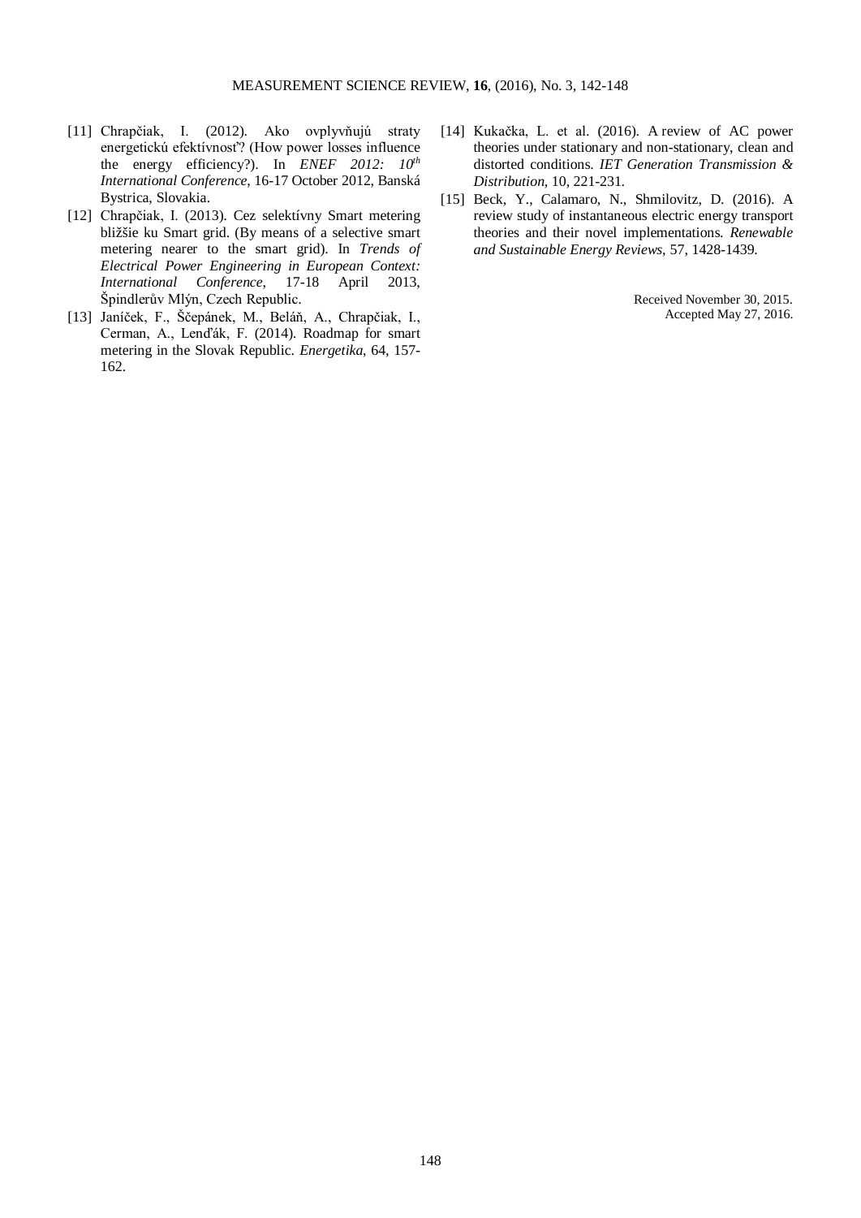[11] Chrapčiak, I. (2012). Ako ovplyvňujú straty energetickú efektívnosť? (How power losses influence the energy efficiency?). In *ENEF 2012: 10$^{th}$ International Conference*, 16-17 October 2012, Banská Bystrica, Slovakia.

[12] Chrapčiak, I. (2013). Cez selektívny Smart metering bližšie ku Smart grid. (By means of a selective smart metering nearer to the smart grid). In *Trends of Electrical Power Engineering in European Context: International Conference*, 17-18 April 2013, Špindlerův Mlýn, Czech Republic.

[13] Janíček, F., Ščepánek, M., Beláň, A., Chrapčiak, I., Cerman, A., Lenďák, F. (2014). Roadmap for smart metering in the Slovak Republic. *Energetika*, 64, 157-162.

[14] Kukačka, L. et al. (2016). A review of AC power theories under stationary and non-stationary, clean and distorted conditions. *IET Generation Transmission & Distribution*, 10, 221-231.

[15] Beck, Y., Calamaro, N., Shmilovitz, D. (2016). A review study of instantaneous electric energy transport theories and their novel implementations. *Renewable and Sustainable Energy Reviews*, 57, 1428-1439.

Received November 30, 2015.
Accepted May 27, 2016.